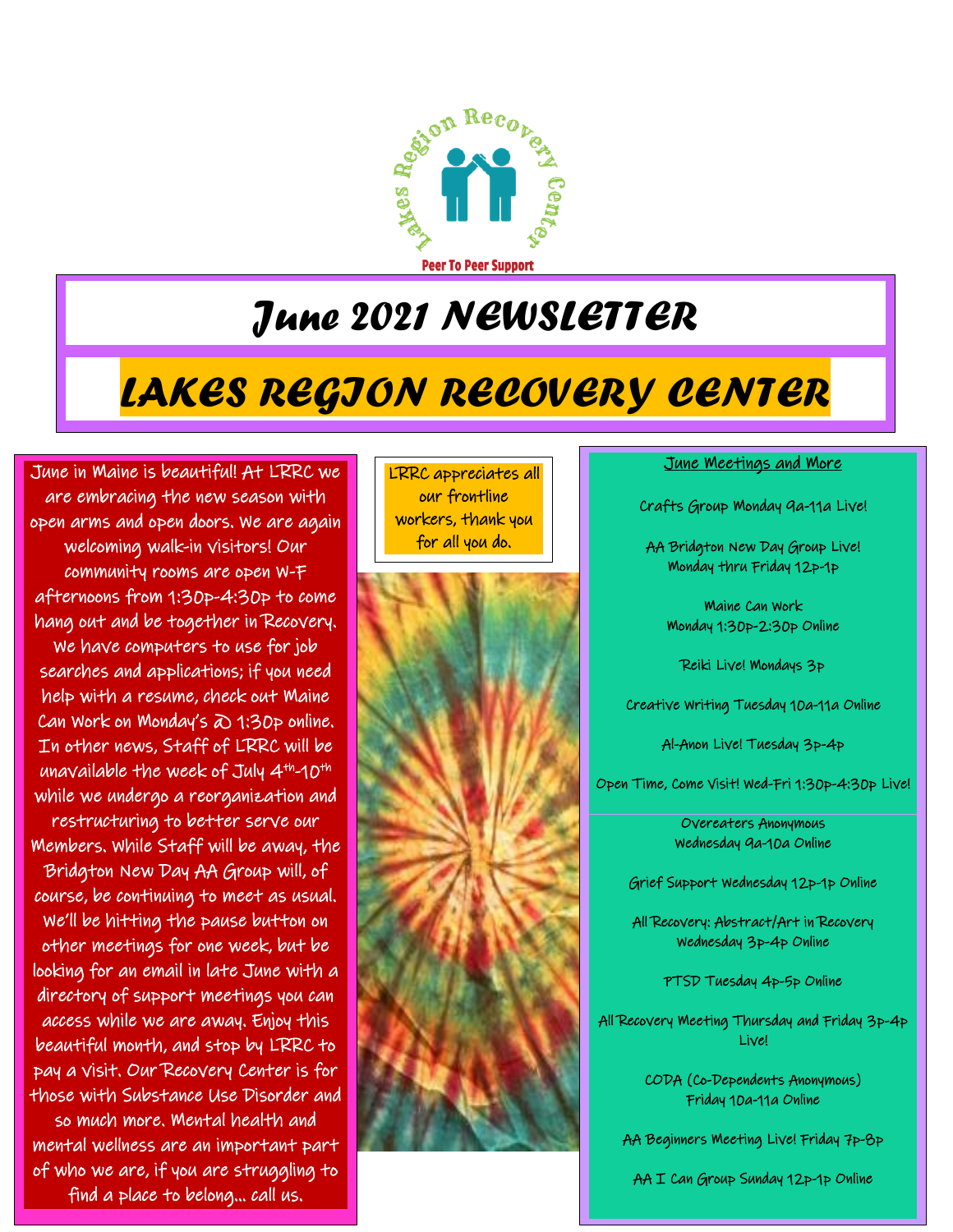Lakes Region Recovery Center

Peer To Peer Support

# June 2021 NEWSLETTER

# LAKES REGION RECOVERY CENTER

June in Maine is beautiful! At LRRC we are embracing the new season with open arms and open doors. We are again welcoming walk-in visitors! Our community rooms are open W-F afternoons from 1:30p-4:30p to come hang out and be together in Recovery. We have computers to use for job searches and applications; if you need help with a resume, check out Maine Can Work on Monday's @ 1:30p online. In other news, Staff of LRRC will be unavailable the week of July 4th-10th while we undergo a reorganization and restructuring to better serve our Members. While Staff will be away, the Bridgton New Day AA Group will, of course, be continuing to meet as usual. We'll be hitting the pause button on other meetings for one week, but be looking for an email in late June with a directory of support meetings you can access while we are away. Enjoy this beautiful month, and stop by LRRC to pay a visit. Our Recovery Center is for those with Substance Use Disorder and so much more. Mental health and mental wellness are an important part of who we are, if you are struggling to find a place to belong... call us.

LRRC appreciates all our frontline workers, thank you for all you do.

## June Meetings and More

Crafts Group Monday 9a-11a Live!

AA Bridgton New Day Group Live!
Monday thru Friday 12p-1p

Maine Can Work
Monday 1:30p-2:30p Online

Reiki Live! Mondays 3p

Creative Writing Tuesday 10a-11a Online

Al-Anon Live! Tuesday 3p-4p

Open Time, Come Visit! Wed-Fri 1:30p-4:30p Live!

Overeaters Anonymous
Wednesday 9a-10a Online

Grief Support Wednesday 12p-1p Online

All Recovery: Abstract/Art in Recovery
Wednesday 3p-4p Online

PTSD Tuesday 4p-5p Online

All Recovery Meeting Thursday and Friday 3p-4p Live!

CODA (Co-Dependents Anonymous)
Friday 10a-11a Online

AA Beginners Meeting Live! Friday 7p-8p

AA I Can Group Sunday 12p-1p Online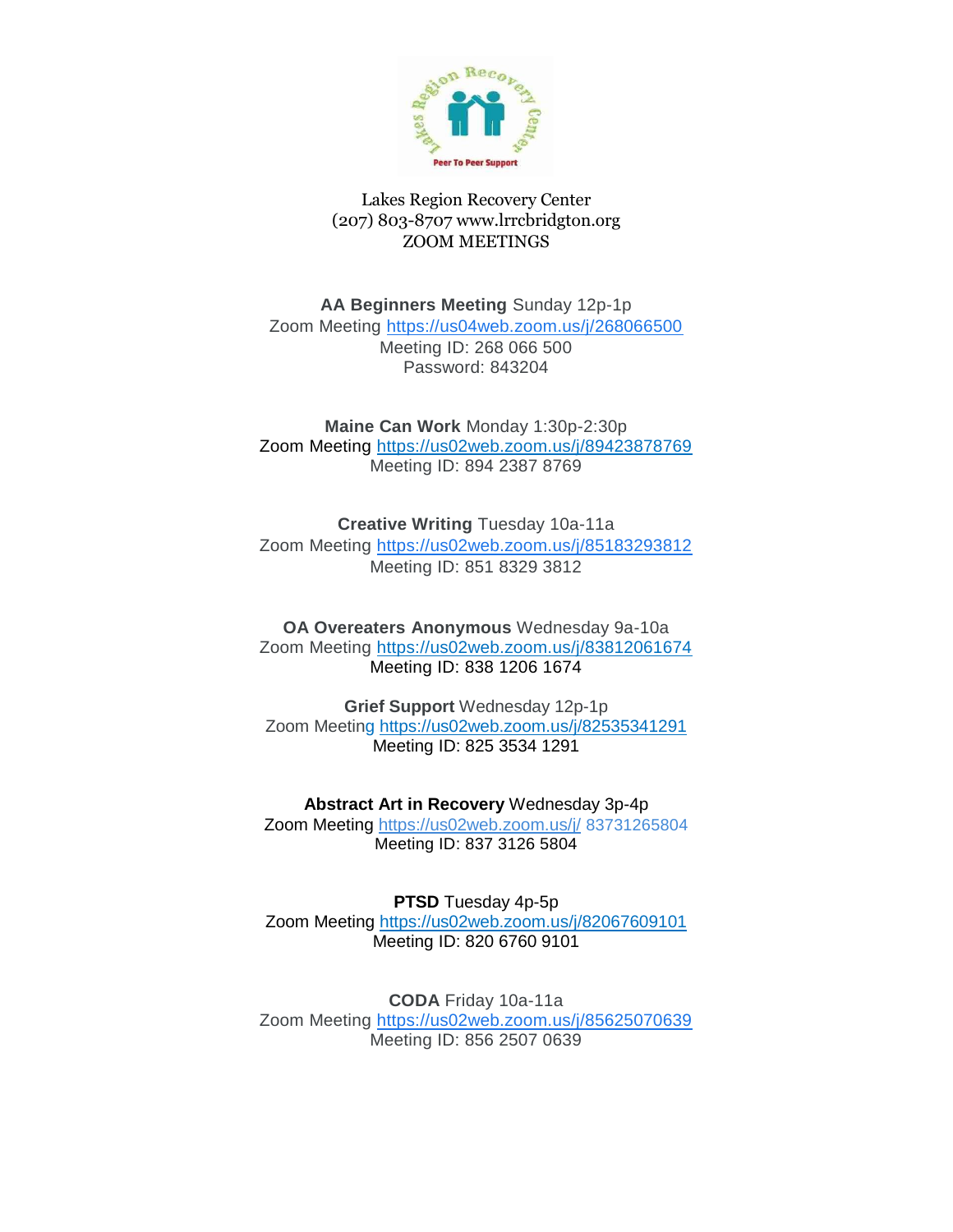Lakes Region Recovery Center
(207) 803-8707 www.lrrcbridgton.org
ZOOM MEETINGS

**AA Beginners Meeting** Sunday 12p-1p
Zoom Meeting https://us04web.zoom.us/j/268066500
Meeting ID: 268 066 500
Password: 843204

**Maine Can Work** Monday 1:30p-2:30p
Zoom Meeting https://us02web.zoom.us/j/89423878769
Meeting ID: 894 2387 8769

**Creative Writing** Tuesday 10a-11a
Zoom Meeting https://us02web.zoom.us/j/85183293812
Meeting ID: 851 8329 3812

**OA Overeaters Anonymous** Wednesday 9a-10a
Zoom Meeting https://us02web.zoom.us/j/83812061674
Meeting ID: 838 1206 1674

**Grief Support** Wednesday 12p-1p
Zoom Meeting https://us02web.zoom.us/j/82535341291
Meeting ID: 825 3534 1291

**Abstract Art in Recovery** Wednesday 3p-4p
Zoom Meeting https://us02web.zoom.us/j/ 83731265804
Meeting ID: 837 3126 5804

**PTSD** Tuesday 4p-5p
Zoom Meeting https://us02web.zoom.us/j/82067609101
Meeting ID: 820 6760 9101

**CODA** Friday 10a-11a
Zoom Meeting https://us02web.zoom.us/j/85625070639
Meeting ID: 856 2507 0639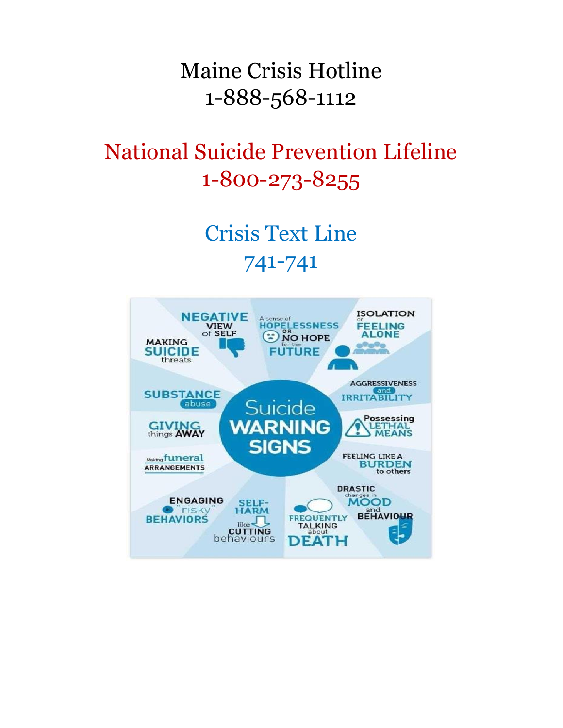Maine Crisis Hotline
1-888-568-1112

National Suicide Prevention Lifeline
1-800-273-8255

Crisis Text Line
741-741

Suicide WARNING SIGNS

NEGATIVE VIEW of SELF

A sense of HOPELESSNESS OR NO HOPE for the FUTURE

ISOLATION or FEELING ALONE

MAKING SUICIDE threats

AGGRESSIVENESS and IRRITABILITY

SUBSTANCE abuse

GIVING things AWAY

Possessing LETHAL MEANS

Making funeral ARRANGEMENTS

FEELING LIKE A BURDEN to others

DRASTIC changes in MOOD and BEHAVIOUR

ENGAGING in "risky" BEHAVIORS

SELF-HARM like CUTTING behaviours

FREQUENTLY TALKING about DEATH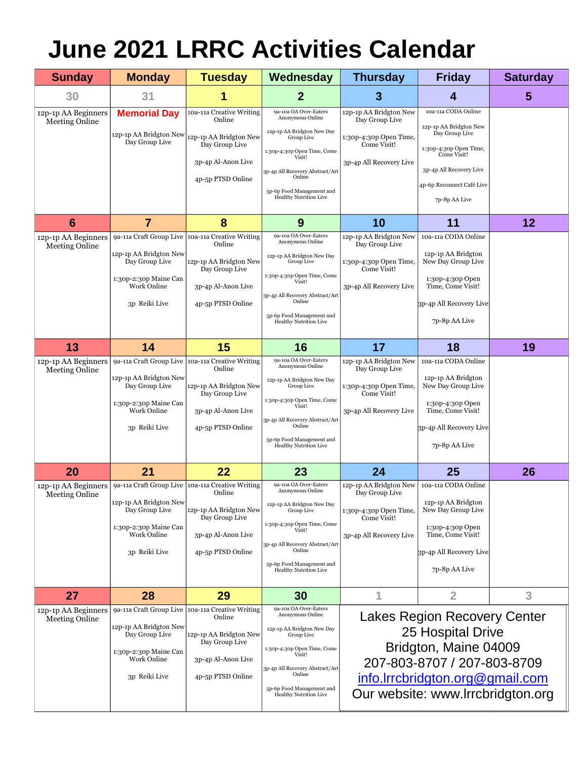# June 2021 LRRC Activities Calendar

| Sunday | Monday | Tuesday | Wednesday | Thursday | Friday | Saturday |
|---|---|---|---|---|---|---|
| 30 | 31 | 1 | 2 | 3 | 4 | 5 |
| 12p-1p AA Beginners Meeting Online | **Memorial Day**<br><br>12p-1p AA Bridgton New Day Group Live | 10a-11a Creative Writing Online<br><br>12p-1p AA Bridgton New Day Group Live<br><br>3p-4p Al-Anon Live<br><br>4p-5p PTSD Online | 9a-10a OA Over-Eaters Anonymous Online<br><br>12p-1p AA Bridgton New Day Group Live<br><br>1:30p-4:30p Open Time, Come Visit!<br><br>3p-4p All Recovery Abstract/Art Online<br><br>5p-6p Food Management and Healthy Nutrition Live | 12p-1p AA Bridgton New Day Group Live<br><br>1:30p-4:30p Open Time, Come Visit!<br><br>3p-4p All Recovery Live | 10a-11a CODA Online<br><br>12p-1p AA Bridgton New Day Group Live<br><br>1:30p-4:30p Open Time, Come Visit!<br><br>3p-4p All Recovery Live<br><br>4p-6p Reconnect Café Live<br><br>7p-8p AA Live | |
| 6 | 7 | 8 | 9 | 10 | 11 | 12 |
| 12p-1p AA Beginners Meeting Online | 9a-11a Craft Group Live<br><br>12p-1p AA Bridgton New Day Group Live<br><br>1:30p-2:30p Maine Can Work Online<br><br>3p Reiki Live | 10a-11a Creative Writing Online<br><br>12p-1p AA Bridgton New Day Group Live<br><br>3p-4p Al-Anon Live<br><br>4p-5p PTSD Online | 9a-10a OA Over-Eaters Anonymous Online<br><br>12p-1p AA Bridgton New Day Group Live<br><br>1:30p-4:30p Open Time, Come Visit!<br><br>3p-4p All Recovery Abstract/Art Online<br><br>5p-6p Food Management and Healthy Nutrition Live | 12p-1p AA Bridgton New Day Group Live<br><br>1:30p-4:30p Open Time, Come Visit!<br><br>3p-4p All Recovery Live | 10a-11a CODA Online<br><br>12p-1p AA Bridgton New Day Group Live<br><br>1:30p-4:30p Open Time, Come Visit!<br><br>3p-4p All Recovery Live<br><br>7p-8p AA Live | |
| 13 | 14 | 15 | 16 | 17 | 18 | 19 |
| 12p-1p AA Beginners Meeting Online | 9a-11a Craft Group Live<br><br>12p-1p AA Bridgton New Day Group Live<br><br>1:30p-2:30p Maine Can Work Online<br><br>3p Reiki Live | 10a-11a Creative Writing Online<br><br>12p-1p AA Bridgton New Day Group Live<br><br>3p-4p Al-Anon Live<br><br>4p-5p PTSD Online | 9a-10a OA Over-Eaters Anonymous Online<br><br>12p-1p AA Bridgton New Day Group Live<br><br>1:30p-4:30p Open Time, Come Visit!<br><br>3p-4p All Recovery Abstract/Art Online<br><br>5p-6p Food Management and Healthy Nutrition Live | 12p-1p AA Bridgton New Day Group Live<br><br>1:30p-4:30p Open Time, Come Visit!<br><br>3p-4p All Recovery Live | 10a-11a CODA Online<br><br>12p-1p AA Bridgton New Day Group Live<br><br>1:30p-4:30p Open Time, Come Visit!<br><br>3p-4p All Recovery Live<br><br>7p-8p AA Live | |
| 20 | 21 | 22 | 23 | 24 | 25 | 26 |
| 12p-1p AA Beginners Meeting Online | 9a-11a Craft Group Live<br><br>12p-1p AA Bridgton New Day Group Live<br><br>1:30p-2:30p Maine Can Work Online<br><br>3p Reiki Live | 10a-11a Creative Writing Online<br><br>12p-1p AA Bridgton New Day Group Live<br><br>3p-4p Al-Anon Live<br><br>4p-5p PTSD Online | 9a-10a OA Over-Eaters Anonymous Online<br><br>12p-1p AA Bridgton New Day Group Live<br><br>1:30p-4:30p Open Time, Come Visit!<br><br>3p-4p All Recovery Abstract/Art Online<br><br>5p-6p Food Management and Healthy Nutrition Live | 12p-1p AA Bridgton New Day Group Live<br><br>1:30p-4:30p Open Time, Come Visit!<br><br>3p-4p All Recovery Live | 10a-11a CODA Online<br><br>12p-1p AA Bridgton New Day Group Live<br><br>1:30p-4:30p Open Time, Come Visit!<br><br>3p-4p All Recovery Live<br><br>7p-8p AA Live | |
| 27 | 28 | 29 | 30 | 1 | 2 | 3 |
| 12p-1p AA Beginners Meeting Online | 9a-11a Craft Group Live<br><br>12p-1p AA Bridgton New Day Group Live<br><br>1:30p-2:30p Maine Can Work Online<br><br>3p Reiki Live | 10a-11a Creative Writing Online<br><br>12p-1p AA Bridgton New Day Group Live<br><br>3p-4p Al-Anon Live<br><br>4p-5p PTSD Online | 9a-10a OA Over-Eaters Anonymous Online<br><br>12p-1p AA Bridgton New Day Group Live<br><br>1:30p-4:30p Open Time, Come Visit!<br><br>3p-4p All Recovery Abstract/Art Online<br><br>5p-6p Food Management and Healthy Nutrition Live | | | |

Lakes Region Recovery Center
25 Hospital Drive
Bridgton, Maine 04009
207-803-8707 / 207-803-8709
info.lrrcbridgton.org@gmail.com
Our website: www.lrrcbridgton.org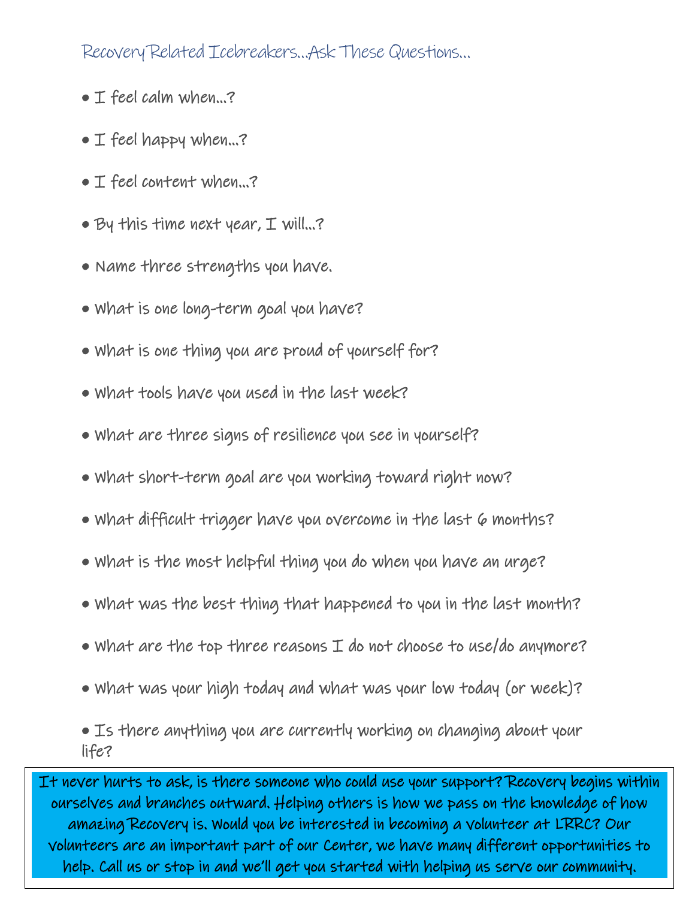## Recovery Related Icebreakers…Ask These Questions…

- I feel calm when…?
- I feel happy when…?
- I feel content when…?
- By this time next year, I will…?
- Name three strengths you have.
- What is one long-term goal you have?
- What is one thing you are proud of yourself for?
- What tools have you used in the last week?
- What are three signs of resilience you see in yourself?
- What short-term goal are you working toward right now?
- What difficult trigger have you overcome in the last 6 months?
- What is the most helpful thing you do when you have an urge?
- What was the best thing that happened to you in the last month?
- What are the top three reasons I do not choose to use/do anymore?
- What was your high today and what was your low today (or week)?
- Is there anything you are currently working on changing about your life?

It never hurts to ask, is there someone who could use your support? Recovery begins within ourselves and branches outward. Helping others is how we pass on the knowledge of how amazing Recovery is. Would you be interested in becoming a volunteer at LRRC? Our volunteers are an important part of our Center, we have many different opportunities to help. Call us or stop in and we'll get you started with helping us serve our community.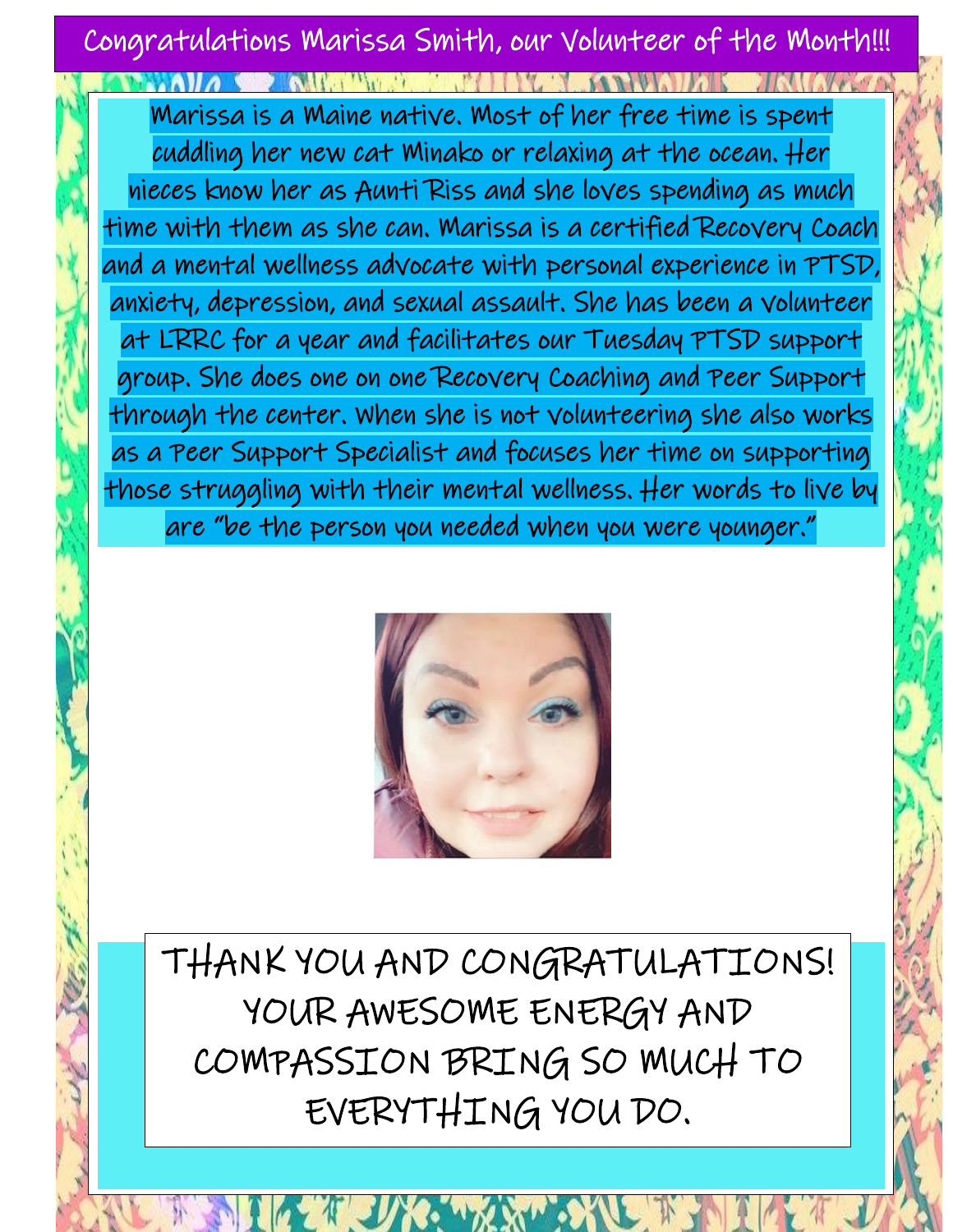# Congratulations Marissa Smith, our Volunteer of the Month!!!

Marissa is a Maine native. Most of her free time is spent cuddling her new cat Minako or relaxing at the ocean. Her nieces know her as Aunti Riss and she loves spending as much time with them as she can. Marissa is a certified Recovery Coach and a mental wellness advocate with personal experience in PTSD, anxiety, depression, and sexual assault. She has been a volunteer at LRRC for a year and facilitates our Tuesday PTSD support group. She does one on one Recovery Coaching and Peer Support through the center. When she is not volunteering she also works as a Peer Support Specialist and focuses her time on supporting those struggling with their mental wellness. Her words to live by are "be the person you needed when you were younger."

THANK YOU AND CONGRATULATIONS! YOUR AWESOME ENERGY AND COMPASSION BRING SO MUCH TO EVERYTHING YOU DO.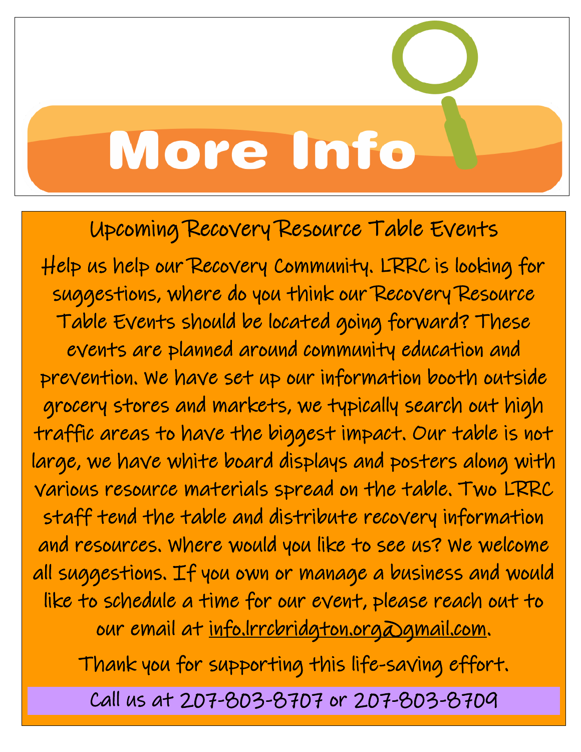# More Info

## Upcoming Recovery Resource Table Events

Help us help our Recovery Community. LRRC is looking for suggestions, where do you think our Recovery Resource Table Events should be located going forward? These events are planned around community education and prevention. We have set up our information booth outside grocery stores and markets, we typically search out high traffic areas to have the biggest impact. Our table is not large, we have white board displays and posters along with various resource materials spread on the table. Two LRRC staff tend the table and distribute recovery information and resources. Where would you like to see us? We welcome all suggestions. If you own or manage a business and would like to schedule a time for our event, please reach out to our email at info.lrrcbridgton.org@gmail.com.

Thank you for supporting this life-saving effort.

Call us at 207-803-8707 or 207-803-8709